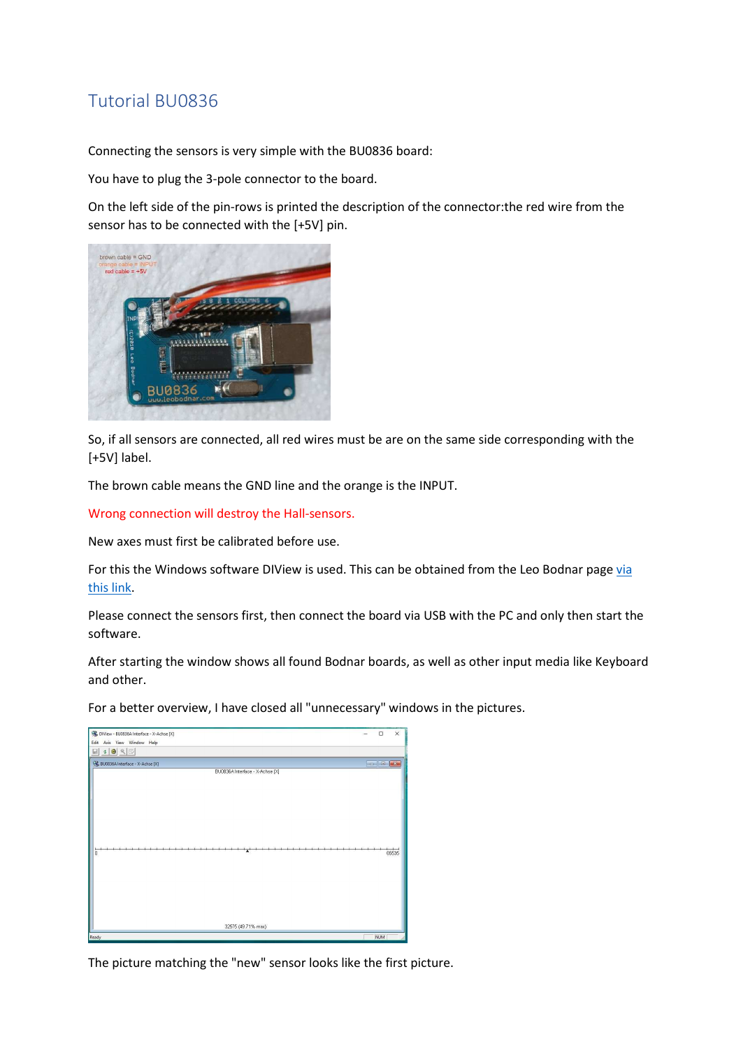# Tutorial BU0836

Connecting the sensors is very simple with the BU0836 board:

You have to plug the 3-pole connector to the board.

On the left side of the pin-rows is printed the description of the connector:the red wire from the sensor has to be connected with the [+5V] pin.

So, if all sensors are connected, all red wires must be are on the same side corresponding with the [+5V] label.

The brown cable means the GND line and the orange is the INPUT.

Wrong connection will destroy the Hall-sensors.

New axes must first be calibrated before use.

For this the Windows software DIView is used. This can be obtained from the Leo Bodnar page via this link.

Please connect the sensors first, then connect the board via USB with the PC and only then start the software.

After starting the window shows all found Bodnar boards, as well as other input media like Keyboard and other.

For a better overview, I have closed all "unnecessary" windows in the pictures.

The picture matching the "new" sensor looks like the first picture.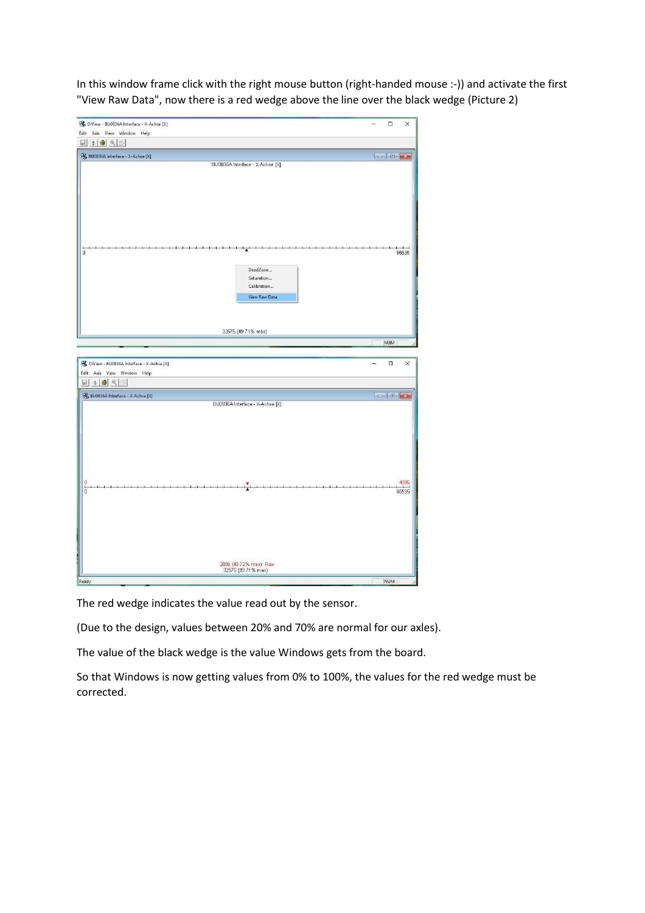In this window frame click with the right mouse button (right-handed mouse :-)) and activate the first "View Raw Data", now there is a red wedge above the line over the black wedge (Picture 2)

The red wedge indicates the value read out by the sensor.

(Due to the design, values between 20% and 70% are normal for our axles).

The value of the black wedge is the value Windows gets from the board.

So that Windows is now getting values from 0% to 100%, the values for the red wedge must be corrected.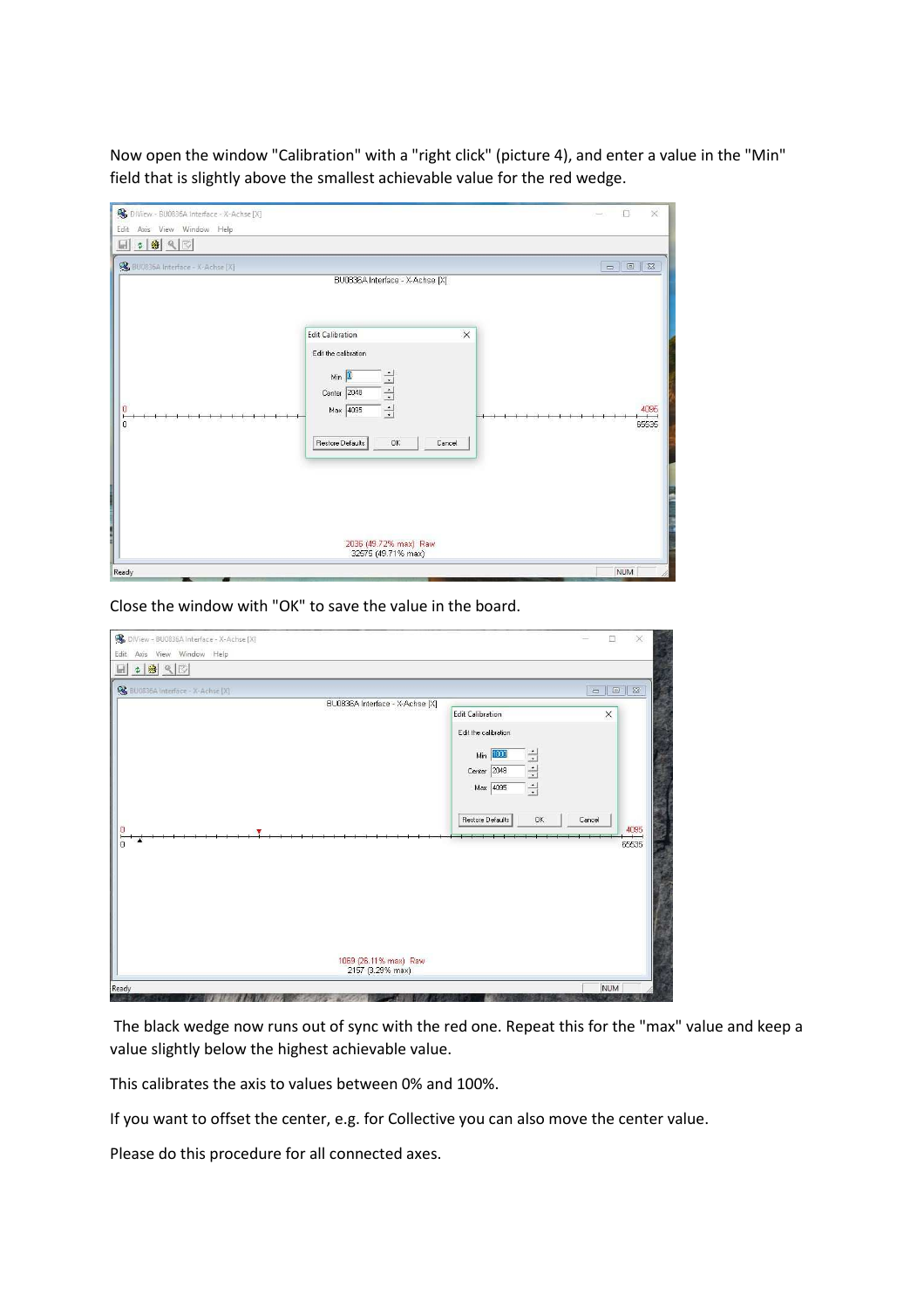Now open the window "Calibration" with a "right click" (picture 4), and enter a value in the "Min" field that is slightly above the smallest achievable value for the red wedge.

Close the window with "OK" to save the value in the board.

The black wedge now runs out of sync with the red one. Repeat this for the "max" value and keep a value slightly below the highest achievable value.

This calibrates the axis to values between 0% and 100%.

If you want to offset the center, e.g. for Collective you can also move the center value.

Please do this procedure for all connected axes.